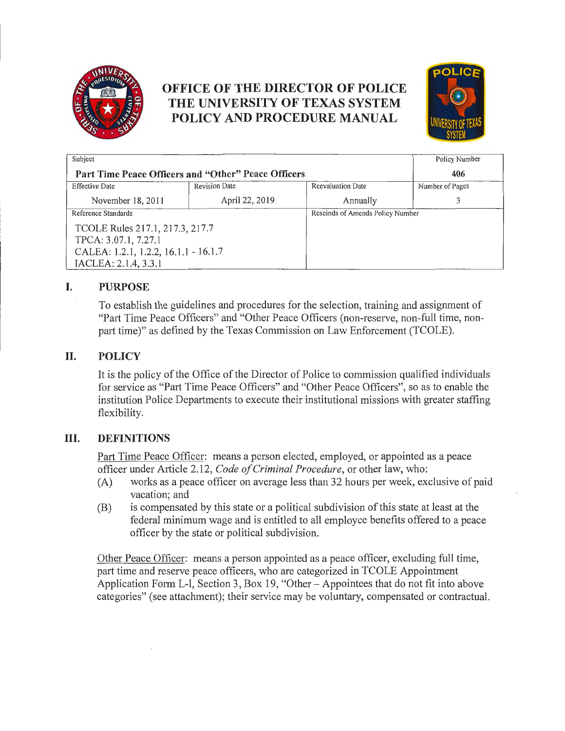# OFFICE OF THE DIRECTOR OF POLICE THE UNIVERSITY OF TEXAS SYSTEM POLICY AND PROCEDURE MANUAL

| Subject | | | Policy Number |
|---|---|---|---|
| **Part Time Peace Officers and "Other" Peace Officers** | | | **406** |
| Effective Date | Revision Date | Reevaluation Date | Number of Pages |
| November 18, 2011 | April 22, 2019 | Annually | 3 |
| Reference Standards | | Rescinds of Amends Policy Number | |
| TCOLE Rules 217.1, 217.3, 217.7<br>TPCA: 3.07.1, 7.27.1<br>CALEA: 1.2.1, 1.2.2, 16.1.1 - 16.1.7<br>IACLEA: 2.1.4, 3.3.1 | | | |

## I. PURPOSE

To establish the guidelines and procedures for the selection, training and assignment of "Part Time Peace Officers" and "Other Peace Officers (non-reserve, non-full time, non-part time)" as defined by the Texas Commission on Law Enforcement (TCOLE).

## II. POLICY

It is the policy of the Office of the Director of Police to commission qualified individuals for service as "Part Time Peace Officers" and "Other Peace Officers", so as to enable the institution Police Departments to execute their institutional missions with greater staffing flexibility.

## III. DEFINITIONS

Part Time Peace Officer: means a person elected, employed, or appointed as a peace officer under Article 2.12, *Code of Criminal Procedure*, or other law, who:

(A) works as a peace officer on average less than 32 hours per week, exclusive of paid vacation; and

(B) is compensated by this state or a political subdivision of this state at least at the federal minimum wage and is entitled to all employee benefits offered to a peace officer by the state or political subdivision.

Other Peace Officer: means a person appointed as a peace officer, excluding full time, part time and reserve peace officers, who are categorized in TCOLE Appointment Application Form L-l, Section 3, Box 19, "Other – Appointees that do not fit into above categories" (see attachment); their service may be voluntary, compensated or contractual.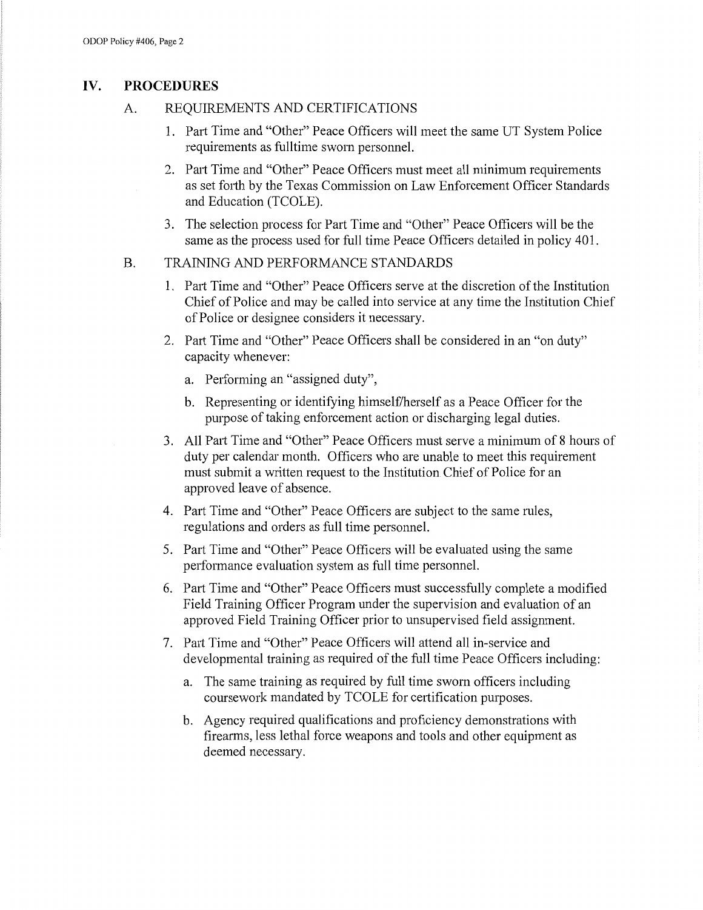## IV. PROCEDURES

### A. REQUIREMENTS AND CERTIFICATIONS

1. Part Time and "Other" Peace Officers will meet the same UT System Police requirements as fulltime sworn personnel.
2. Part Time and "Other" Peace Officers must meet all minimum requirements as set forth by the Texas Commission on Law Enforcement Officer Standards and Education (TCOLE).
3. The selection process for Part Time and "Other" Peace Officers will be the same as the process used for full time Peace Officers detailed in policy 401.

### B. TRAINING AND PERFORMANCE STANDARDS

1. Part Time and "Other" Peace Officers serve at the discretion of the Institution Chief of Police and may be called into service at any time the Institution Chief of Police or designee considers it necessary.
2. Part Time and "Other" Peace Officers shall be considered in an "on duty" capacity whenever:
   a. Performing an "assigned duty",
   b. Representing or identifying himself/herself as a Peace Officer for the purpose of taking enforcement action or discharging legal duties.
3. All Part Time and "Other" Peace Officers must serve a minimum of 8 hours of duty per calendar month. Officers who are unable to meet this requirement must submit a written request to the Institution Chief of Police for an approved leave of absence.
4. Part Time and "Other" Peace Officers are subject to the same rules, regulations and orders as full time personnel.
5. Part Time and "Other" Peace Officers will be evaluated using the same performance evaluation system as full time personnel.
6. Part Time and "Other" Peace Officers must successfully complete a modified Field Training Officer Program under the supervision and evaluation of an approved Field Training Officer prior to unsupervised field assignment.
7. Part Time and "Other" Peace Officers will attend all in-service and developmental training as required of the full time Peace Officers including:
   a. The same training as required by full time sworn officers including coursework mandated by TCOLE for certification purposes.
   b. Agency required qualifications and proficiency demonstrations with firearms, less lethal force weapons and tools and other equipment as deemed necessary.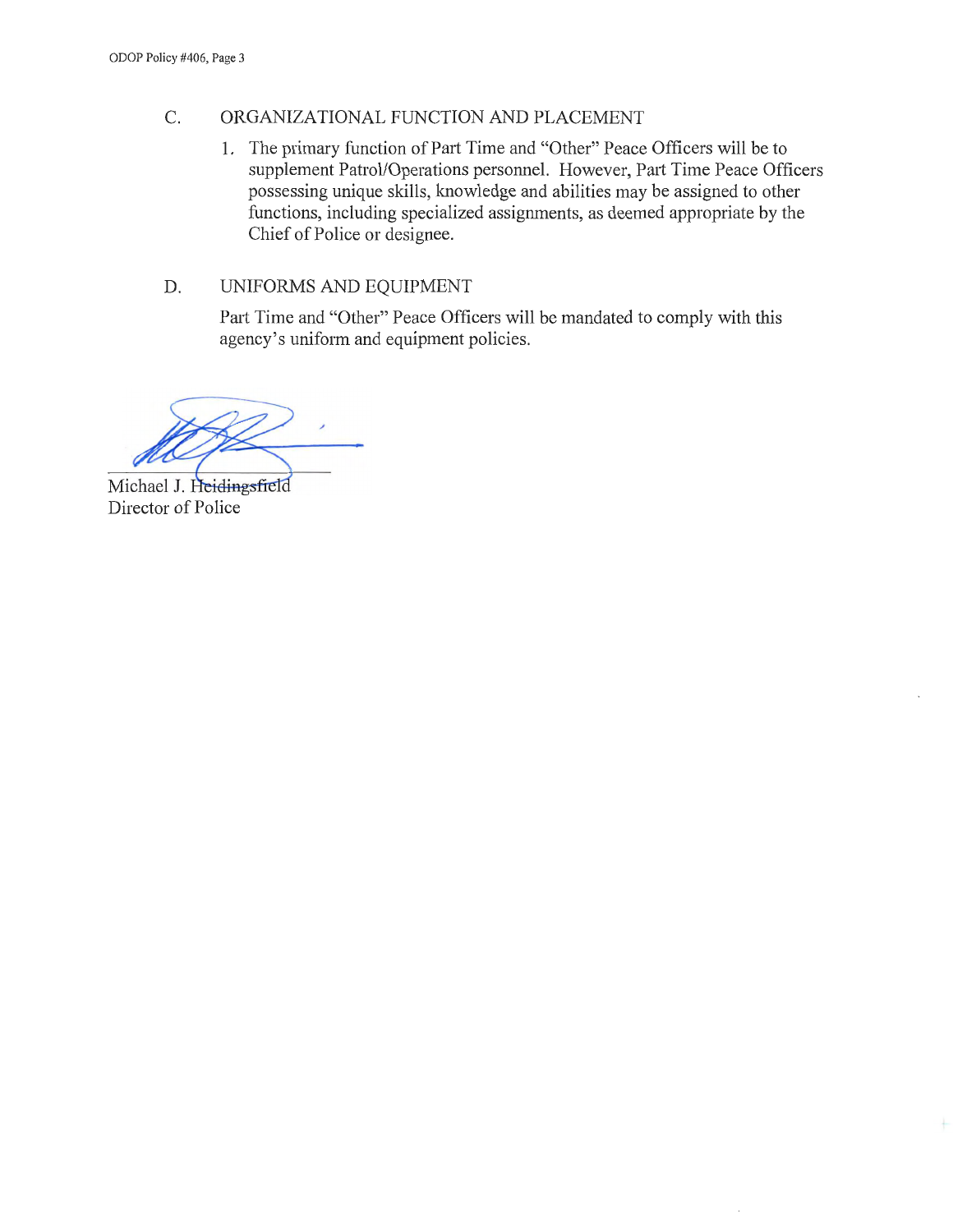C. ORGANIZATIONAL FUNCTION AND PLACEMENT

1. The primary function of Part Time and "Other" Peace Officers will be to supplement Patrol/Operations personnel. However, Part Time Peace Officers possessing unique skills, knowledge and abilities may be assigned to other functions, including specialized assignments, as deemed appropriate by the Chief of Police or designee.

D. UNIFORMS AND EQUIPMENT

Part Time and "Other" Peace Officers will be mandated to comply with this agency's uniform and equipment policies.

Michael J. Heidingsfield
Director of Police